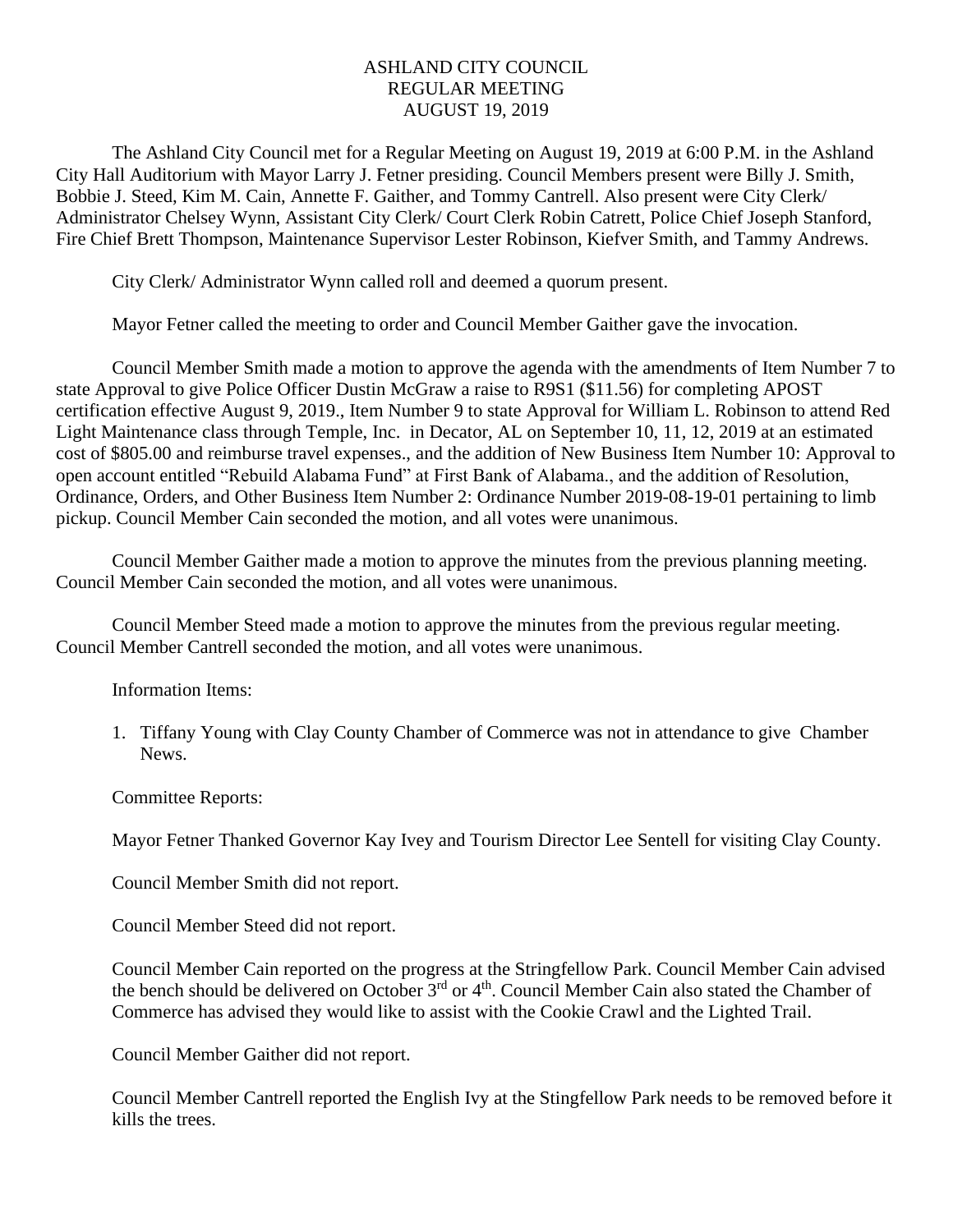# ASHLAND CITY COUNCIL
## REGULAR MEETING
## AUGUST 19, 2019

The Ashland City Council met for a Regular Meeting on August 19, 2019 at 6:00 P.M. in the Ashland City Hall Auditorium with Mayor Larry J. Fetner presiding. Council Members present were Billy J. Smith, Bobbie J. Steed, Kim M. Cain, Annette F. Gaither, and Tommy Cantrell. Also present were City Clerk/ Administrator Chelsey Wynn, Assistant City Clerk/ Court Clerk Robin Catrett, Police Chief Joseph Stanford, Fire Chief Brett Thompson, Maintenance Supervisor Lester Robinson, Kiefver Smith, and Tammy Andrews.

City Clerk/ Administrator Wynn called roll and deemed a quorum present.

Mayor Fetner called the meeting to order and Council Member Gaither gave the invocation.

Council Member Smith made a motion to approve the agenda with the amendments of Item Number 7 to state Approval to give Police Officer Dustin McGraw a raise to R9S1 ($11.56) for completing APOST certification effective August 9, 2019., Item Number 9 to state Approval for William L. Robinson to attend Red Light Maintenance class through Temple, Inc. in Decator, AL on September 10, 11, 12, 2019 at an estimated cost of $805.00 and reimburse travel expenses., and the addition of New Business Item Number 10: Approval to open account entitled "Rebuild Alabama Fund" at First Bank of Alabama., and the addition of Resolution, Ordinance, Orders, and Other Business Item Number 2: Ordinance Number 2019-08-19-01 pertaining to limb pickup. Council Member Cain seconded the motion, and all votes were unanimous.

Council Member Gaither made a motion to approve the minutes from the previous planning meeting. Council Member Cain seconded the motion, and all votes were unanimous.

Council Member Steed made a motion to approve the minutes from the previous regular meeting. Council Member Cantrell seconded the motion, and all votes were unanimous.

Information Items:

1. Tiffany Young with Clay County Chamber of Commerce was not in attendance to give Chamber News.

Committee Reports:

Mayor Fetner Thanked Governor Kay Ivey and Tourism Director Lee Sentell for visiting Clay County.

Council Member Smith did not report.

Council Member Steed did not report.

Council Member Cain reported on the progress at the Stringfellow Park. Council Member Cain advised the bench should be delivered on October 3rd or 4th. Council Member Cain also stated the Chamber of Commerce has advised they would like to assist with the Cookie Crawl and the Lighted Trail.

Council Member Gaither did not report.

Council Member Cantrell reported the English Ivy at the Stingfellow Park needs to be removed before it kills the trees.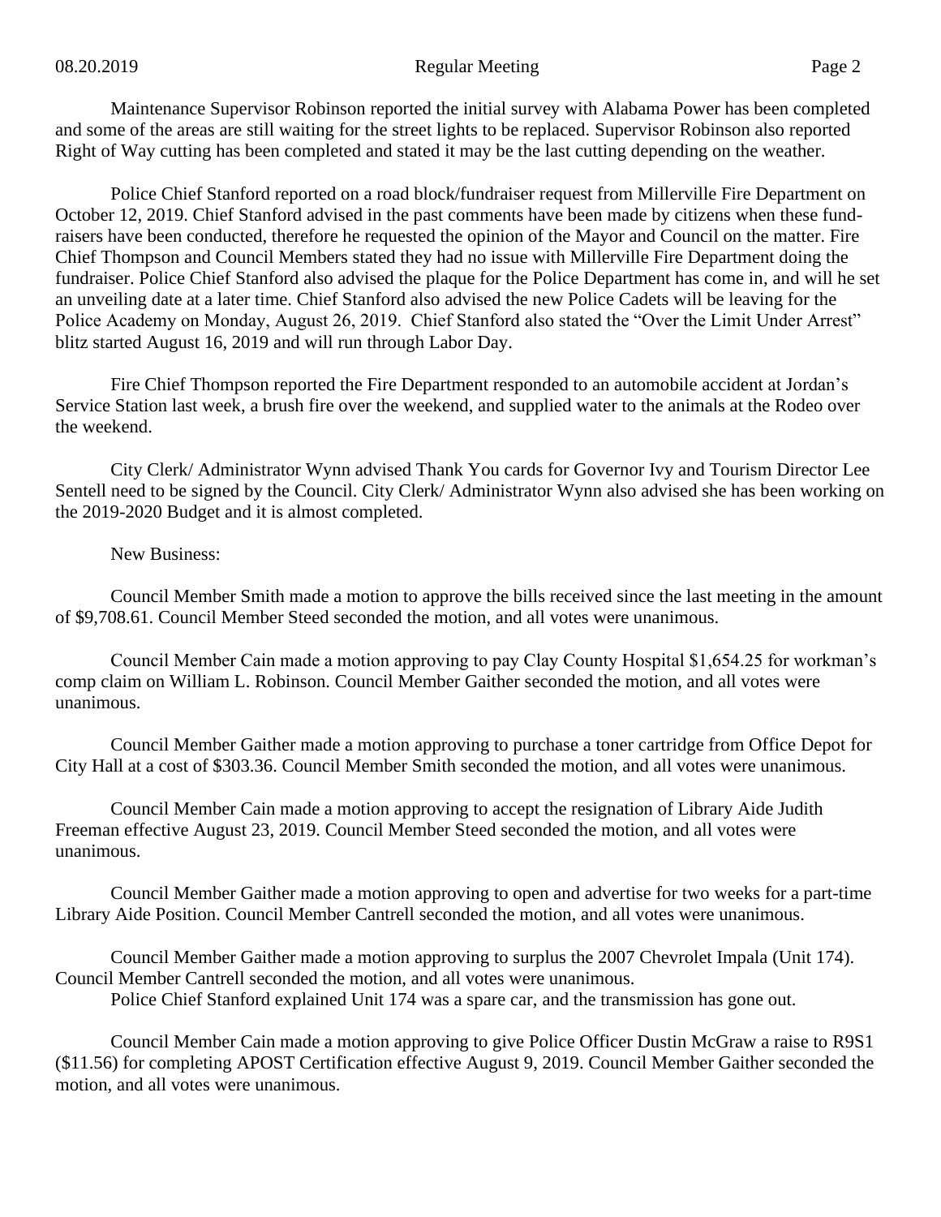Maintenance Supervisor Robinson reported the initial survey with Alabama Power has been completed and some of the areas are still waiting for the street lights to be replaced. Supervisor Robinson also reported Right of Way cutting has been completed and stated it may be the last cutting depending on the weather.

Police Chief Stanford reported on a road block/fundraiser request from Millerville Fire Department on October 12, 2019. Chief Stanford advised in the past comments have been made by citizens when these fund-raisers have been conducted, therefore he requested the opinion of the Mayor and Council on the matter. Fire Chief Thompson and Council Members stated they had no issue with Millerville Fire Department doing the fundraiser. Police Chief Stanford also advised the plaque for the Police Department has come in, and will he set an unveiling date at a later time. Chief Stanford also advised the new Police Cadets will be leaving for the Police Academy on Monday, August 26, 2019. Chief Stanford also stated the "Over the Limit Under Arrest" blitz started August 16, 2019 and will run through Labor Day.

Fire Chief Thompson reported the Fire Department responded to an automobile accident at Jordan's Service Station last week, a brush fire over the weekend, and supplied water to the animals at the Rodeo over the weekend.

City Clerk/ Administrator Wynn advised Thank You cards for Governor Ivy and Tourism Director Lee Sentell need to be signed by the Council. City Clerk/ Administrator Wynn also advised she has been working on the 2019-2020 Budget and it is almost completed.

New Business:

Council Member Smith made a motion to approve the bills received since the last meeting in the amount of $9,708.61. Council Member Steed seconded the motion, and all votes were unanimous.

Council Member Cain made a motion approving to pay Clay County Hospital $1,654.25 for workman's comp claim on William L. Robinson. Council Member Gaither seconded the motion, and all votes were unanimous.

Council Member Gaither made a motion approving to purchase a toner cartridge from Office Depot for City Hall at a cost of $303.36. Council Member Smith seconded the motion, and all votes were unanimous.

Council Member Cain made a motion approving to accept the resignation of Library Aide Judith Freeman effective August 23, 2019. Council Member Steed seconded the motion, and all votes were unanimous.

Council Member Gaither made a motion approving to open and advertise for two weeks for a part-time Library Aide Position. Council Member Cantrell seconded the motion, and all votes were unanimous.

Council Member Gaither made a motion approving to surplus the 2007 Chevrolet Impala (Unit 174). Council Member Cantrell seconded the motion, and all votes were unanimous.
Police Chief Stanford explained Unit 174 was a spare car, and the transmission has gone out.

Council Member Cain made a motion approving to give Police Officer Dustin McGraw a raise to R9S1 ($11.56) for completing APOST Certification effective August 9, 2019. Council Member Gaither seconded the motion, and all votes were unanimous.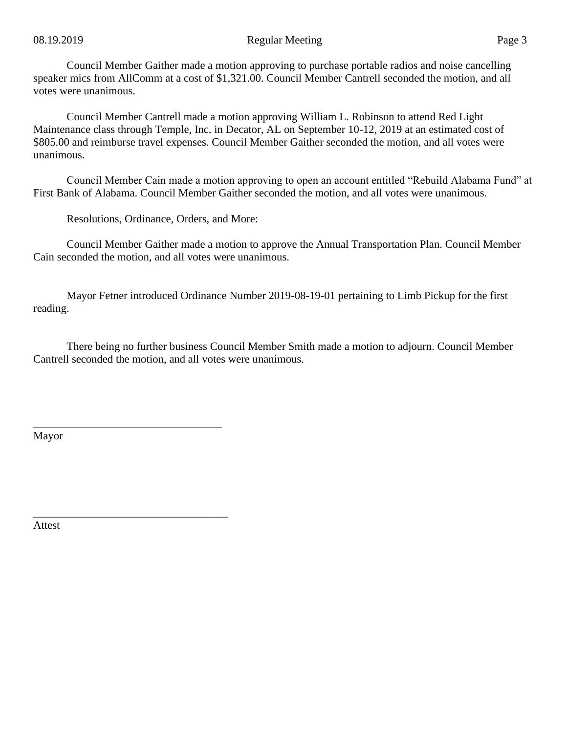Council Member Gaither made a motion approving to purchase portable radios and noise cancelling speaker mics from AllComm at a cost of $1,321.00. Council Member Cantrell seconded the motion, and all votes were unanimous.

Council Member Cantrell made a motion approving William L. Robinson to attend Red Light Maintenance class through Temple, Inc. in Decator, AL on September 10-12, 2019 at an estimated cost of $805.00 and reimburse travel expenses. Council Member Gaither seconded the motion, and all votes were unanimous.

Council Member Cain made a motion approving to open an account entitled "Rebuild Alabama Fund" at First Bank of Alabama. Council Member Gaither seconded the motion, and all votes were unanimous.

Resolutions, Ordinance, Orders, and More:

Council Member Gaither made a motion to approve the Annual Transportation Plan. Council Member Cain seconded the motion, and all votes were unanimous.

Mayor Fetner introduced Ordinance Number 2019-08-19-01 pertaining to Limb Pickup for the first reading.

There being no further business Council Member Smith made a motion to adjourn. Council Member Cantrell seconded the motion, and all votes were unanimous.

___________________________________
Mayor

____________________________________
Attest